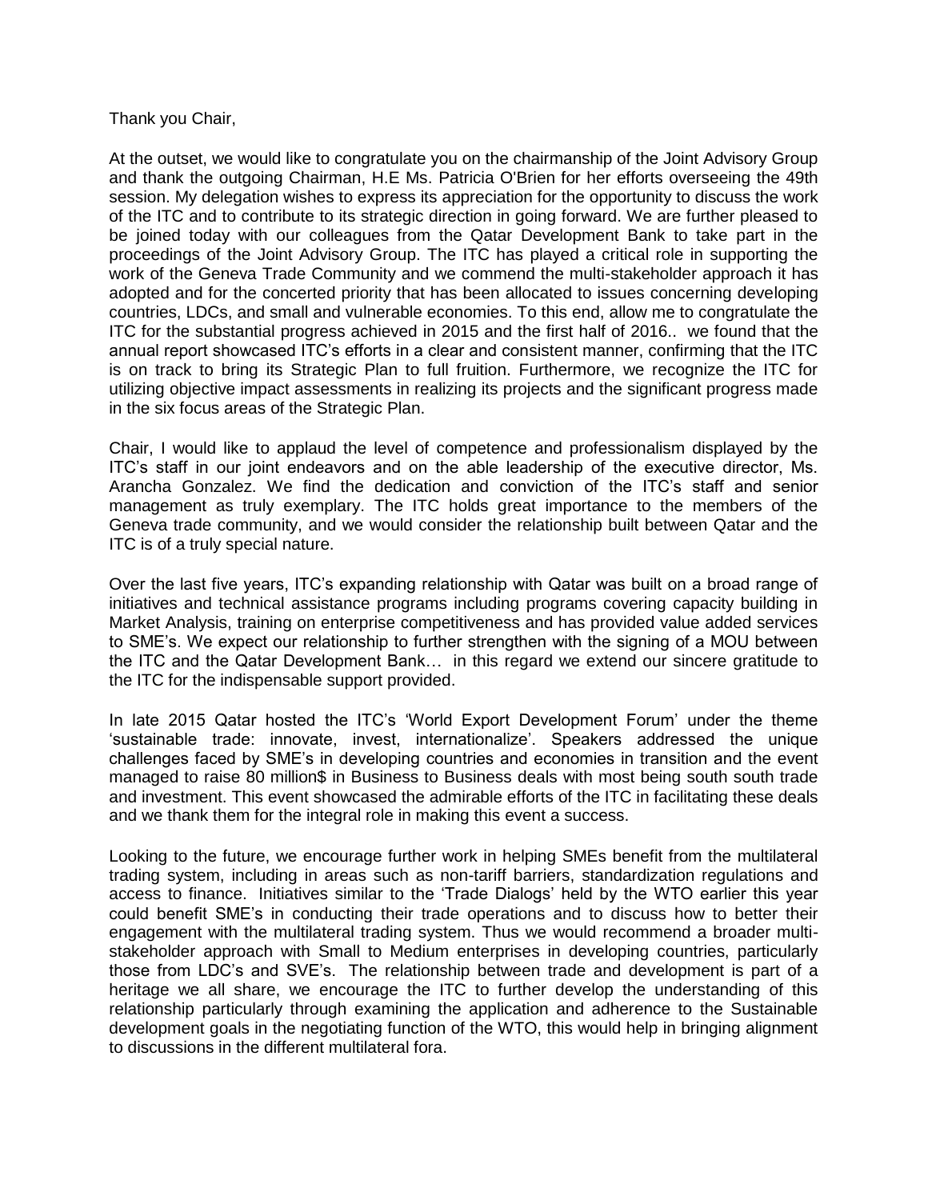Thank you Chair,

At the outset, we would like to congratulate you on the chairmanship of the Joint Advisory Group and thank the outgoing Chairman, H.E Ms. Patricia O'Brien for her efforts overseeing the 49th session. My delegation wishes to express its appreciation for the opportunity to discuss the work of the ITC and to contribute to its strategic direction in going forward. We are further pleased to be joined today with our colleagues from the Qatar Development Bank to take part in the proceedings of the Joint Advisory Group. The ITC has played a critical role in supporting the work of the Geneva Trade Community and we commend the multi-stakeholder approach it has adopted and for the concerted priority that has been allocated to issues concerning developing countries, LDCs, and small and vulnerable economies. To this end, allow me to congratulate the ITC for the substantial progress achieved in 2015 and the first half of 2016.. we found that the annual report showcased ITC's efforts in a clear and consistent manner, confirming that the ITC is on track to bring its Strategic Plan to full fruition. Furthermore, we recognize the ITC for utilizing objective impact assessments in realizing its projects and the significant progress made in the six focus areas of the Strategic Plan.

Chair, I would like to applaud the level of competence and professionalism displayed by the ITC's staff in our joint endeavors and on the able leadership of the executive director, Ms. Arancha Gonzalez. We find the dedication and conviction of the ITC's staff and senior management as truly exemplary. The ITC holds great importance to the members of the Geneva trade community, and we would consider the relationship built between Qatar and the ITC is of a truly special nature.

Over the last five years, ITC's expanding relationship with Qatar was built on a broad range of initiatives and technical assistance programs including programs covering capacity building in Market Analysis, training on enterprise competitiveness and has provided value added services to SME's. We expect our relationship to further strengthen with the signing of a MOU between the ITC and the Qatar Development Bank… in this regard we extend our sincere gratitude to the ITC for the indispensable support provided.

In late 2015 Qatar hosted the ITC's 'World Export Development Forum' under the theme 'sustainable trade: innovate, invest, internationalize'. Speakers addressed the unique challenges faced by SME's in developing countries and economies in transition and the event managed to raise 80 million$ in Business to Business deals with most being south south trade and investment. This event showcased the admirable efforts of the ITC in facilitating these deals and we thank them for the integral role in making this event a success.

Looking to the future, we encourage further work in helping SMEs benefit from the multilateral trading system, including in areas such as non-tariff barriers, standardization regulations and access to finance. Initiatives similar to the 'Trade Dialogs' held by the WTO earlier this year could benefit SME's in conducting their trade operations and to discuss how to better their engagement with the multilateral trading system. Thus we would recommend a broader multi-stakeholder approach with Small to Medium enterprises in developing countries, particularly those from LDC's and SVE's. The relationship between trade and development is part of a heritage we all share, we encourage the ITC to further develop the understanding of this relationship particularly through examining the application and adherence to the Sustainable development goals in the negotiating function of the WTO, this would help in bringing alignment to discussions in the different multilateral fora.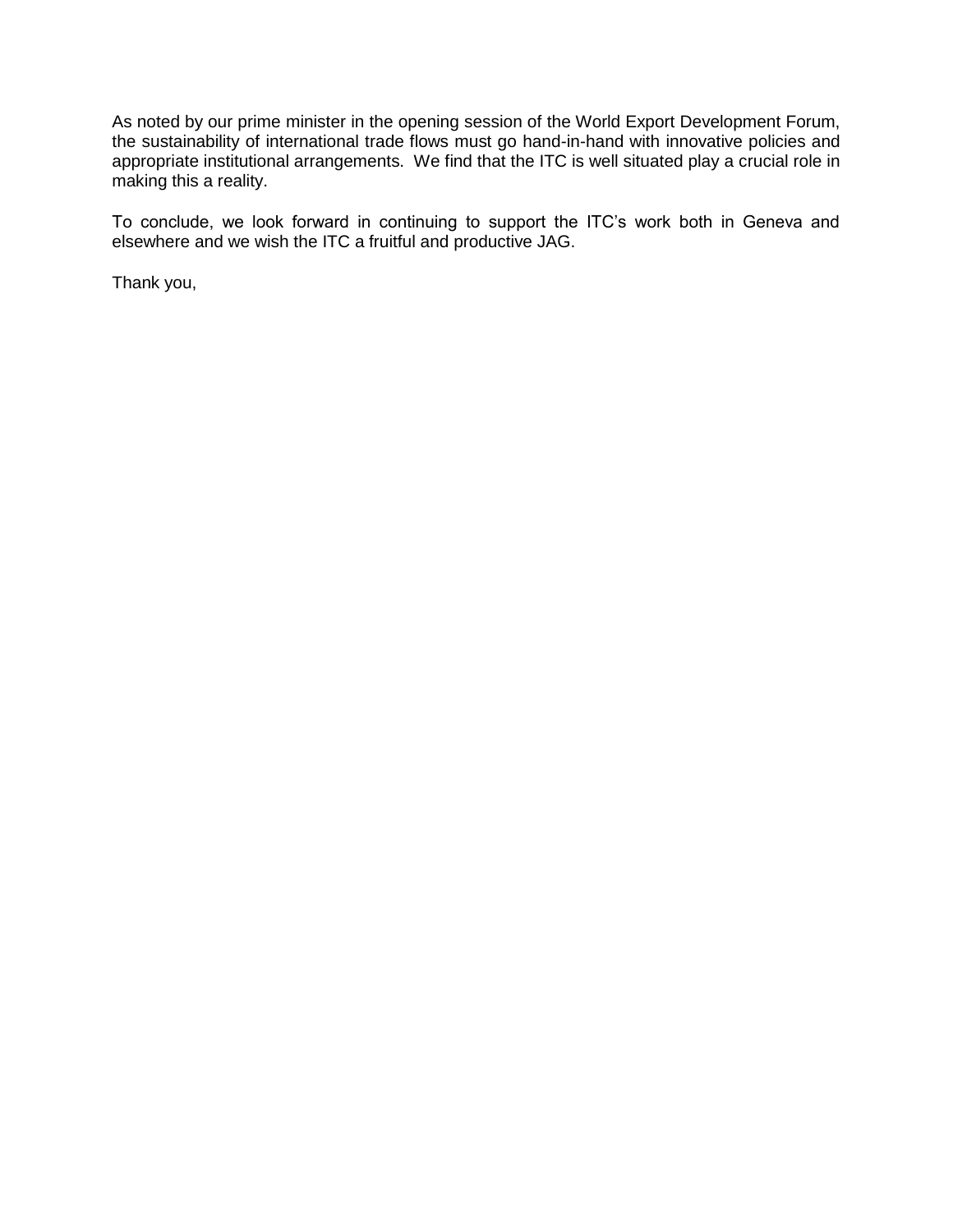As noted by our prime minister in the opening session of the World Export Development Forum, the sustainability of international trade flows must go hand-in-hand with innovative policies and appropriate institutional arrangements. We find that the ITC is well situated play a crucial role in making this a reality.

To conclude, we look forward in continuing to support the ITC's work both in Geneva and elsewhere and we wish the ITC a fruitful and productive JAG.

Thank you,